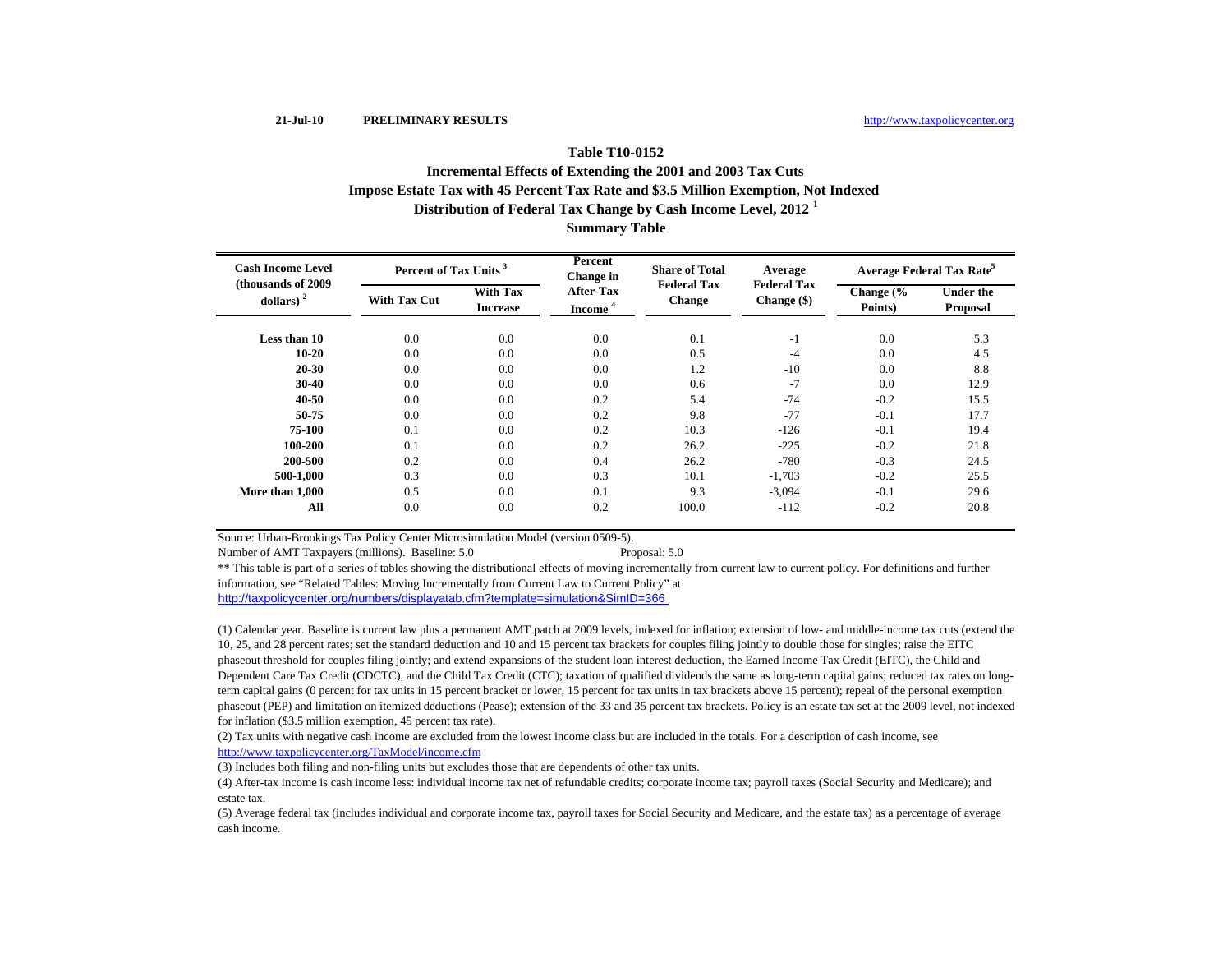21-Jul-10 **PRELIMINARY RESULTS** http://www.taxpolicycenter.org

## Table T10-0152

### Incremental Effects of Extending the 2001 and 2003 Tax Cuts

### Impose Estate Tax with 45 Percent Tax Rate and $3.5 Million Exemption, Not Indexed

### Distribution of Federal Tax Change by Cash Income Level, 2012 [1]

### Summary Table

| Cash Income Level (thousands of 2009 dollars) [2] | Percent of Tax Units [3] | | Percent Change in After-Tax Income [4] | Share of Total Federal Tax Change | Average Federal Tax Change ($) | Average Federal Tax Rate[5] | |
|---|---|---|---|---|---|---|---|
| | With Tax Cut | With Tax Increase | | | | Change (% Points) | Under the Proposal |
| **Less than 10** | 0.0 | 0.0 | 0.0 | 0.1 | -1 | 0.0 | 5.3 |
| **10-20** | 0.0 | 0.0 | 0.0 | 0.5 | -4 | 0.0 | 4.5 |
| **20-30** | 0.0 | 0.0 | 0.0 | 1.2 | -10 | 0.0 | 8.8 |
| **30-40** | 0.0 | 0.0 | 0.0 | 0.6 | -7 | 0.0 | 12.9 |
| **40-50** | 0.0 | 0.0 | 0.2 | 5.4 | -74 | -0.2 | 15.5 |
| **50-75** | 0.0 | 0.0 | 0.2 | 9.8 | -77 | -0.1 | 17.7 |
| **75-100** | 0.1 | 0.0 | 0.2 | 10.3 | -126 | -0.1 | 19.4 |
| **100-200** | 0.1 | 0.0 | 0.2 | 26.2 | -225 | -0.2 | 21.8 |
| **200-500** | 0.2 | 0.0 | 0.4 | 26.2 | -780 | -0.3 | 24.5 |
| **500-1,000** | 0.3 | 0.0 | 0.3 | 10.1 | -1,703 | -0.2 | 25.5 |
| **More than 1,000** | 0.5 | 0.0 | 0.1 | 9.3 | -3,094 | -0.1 | 29.6 |
| **All** | 0.0 | 0.0 | 0.2 | 100.0 | -112 | -0.2 | 20.8 |

Source: Urban-Brookings Tax Policy Center Microsimulation Model (version 0509-5).

Number of AMT Taxpayers (millions). Baseline: 5.0 Proposal: 5.0

** This table is part of a series of tables showing the distributional effects of moving incrementally from current law to current policy. For definitions and further information, see "Related Tables: Moving Incrementally from Current Law to Current Policy" at http://taxpolicycenter.org/numbers/displayatab.cfm?template=simulation&SimID=366

(1) Calendar year. Baseline is current law plus a permanent AMT patch at 2009 levels, indexed for inflation; extension of low- and middle-income tax cuts (extend the 10, 25, and 28 percent rates; set the standard deduction and 10 and 15 percent tax brackets for couples filing jointly to double those for singles; raise the EITC phaseout threshold for couples filing jointly; and extend expansions of the student loan interest deduction, the Earned Income Tax Credit (EITC), the Child and Dependent Care Tax Credit (CDCTC), and the Child Tax Credit (CTC); taxation of qualified dividends the same as long-term capital gains; reduced tax rates on long-term capital gains (0 percent for tax units in 15 percent bracket or lower, 15 percent for tax units in tax brackets above 15 percent); repeal of the personal exemption phaseout (PEP) and limitation on itemized deductions (Pease); extension of the 33 and 35 percent tax brackets. Policy is an estate tax set at the 2009 level, not indexed for inflation ($3.5 million exemption, 45 percent tax rate).

(2) Tax units with negative cash income are excluded from the lowest income class but are included in the totals. For a description of cash income, see http://www.taxpolicycenter.org/TaxModel/income.cfm

(3) Includes both filing and non-filing units but excludes those that are dependents of other tax units.

(4) After-tax income is cash income less: individual income tax net of refundable credits; corporate income tax; payroll taxes (Social Security and Medicare); and estate tax.

(5) Average federal tax (includes individual and corporate income tax, payroll taxes for Social Security and Medicare, and the estate tax) as a percentage of average cash income.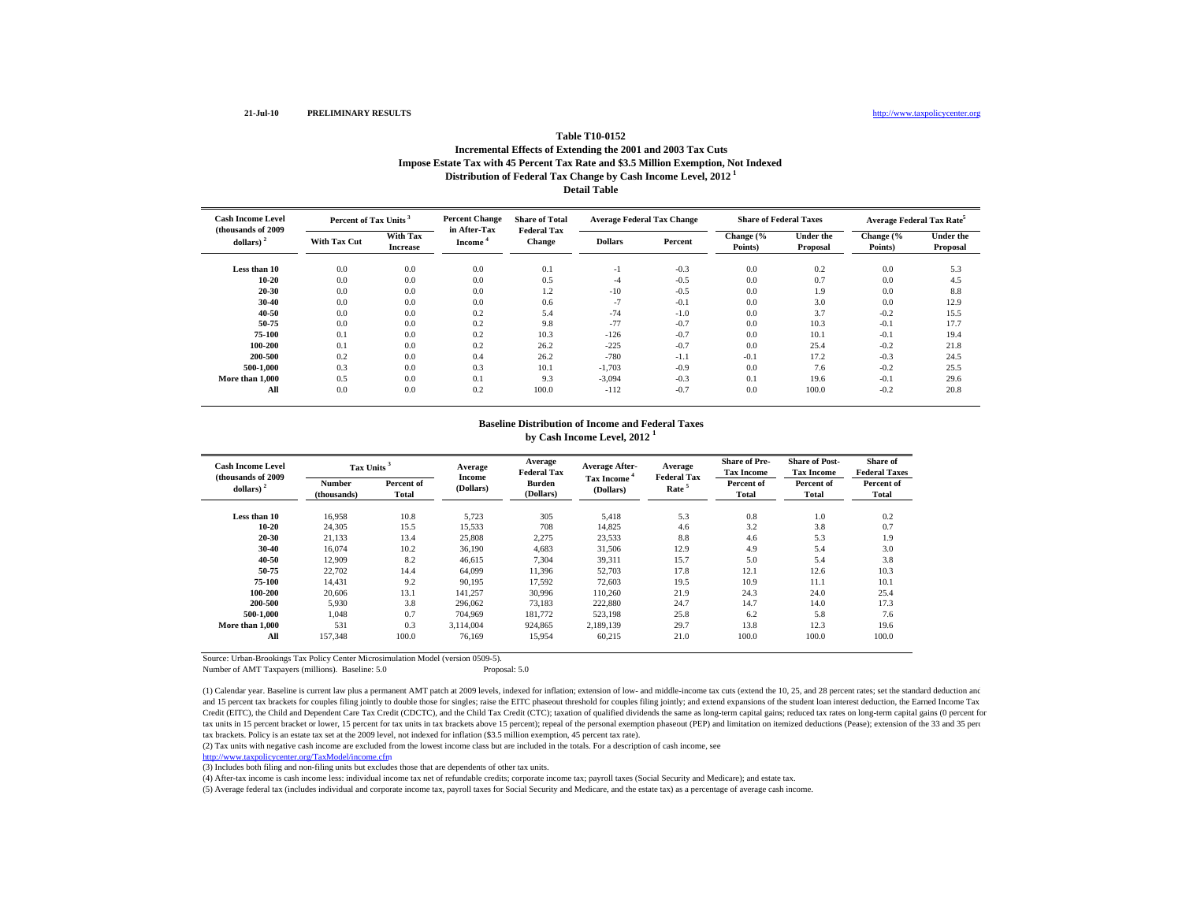21-Jul-10 **PRELIMINARY RESULTS** http://www.taxpolicycenter.org

## Table T10-0152

### Incremental Effects of Extending the 2001 and 2003 Tax Cuts
### Impose Estate Tax with 45 Percent Tax Rate and $3.5 Million Exemption, Not Indexed
### Distribution of Federal Tax Change by Cash Income Level, 2012 [1]
### Detail Table

| Cash Income Level (thousands of 2009 dollars) [2] | Percent of Tax Units [3] | | Percent Change in After-Tax Income [4] | Share of Total Federal Tax Change | Average Federal Tax Change | | Share of Federal Taxes | | Average Federal Tax Rate [5] | |
|---|---|---|---|---|---|---|---|---|---|---|
| | With Tax Cut | With Tax Increase | | | Dollars | Percent | Change (% Points) | Under the Proposal | Change (% Points) | Under the Proposal |
| Less than 10 | 0.0 | 0.0 | 0.0 | 0.1 | -1 | -0.3 | 0.0 | 0.2 | 0.0 | 5.3 |
| 10-20 | 0.0 | 0.0 | 0.0 | 0.5 | -4 | -0.5 | 0.0 | 0.7 | 0.0 | 4.5 |
| 20-30 | 0.0 | 0.0 | 0.0 | 1.2 | -10 | -0.5 | 0.0 | 1.9 | 0.0 | 8.8 |
| 30-40 | 0.0 | 0.0 | 0.0 | 0.6 | -7 | -0.1 | 0.0 | 3.0 | 0.0 | 12.9 |
| 40-50 | 0.0 | 0.0 | 0.2 | 5.4 | -74 | -1.0 | 0.0 | 3.7 | -0.2 | 15.5 |
| 50-75 | 0.0 | 0.0 | 0.2 | 9.8 | -77 | -0.7 | 0.0 | 10.3 | -0.1 | 17.7 |
| 75-100 | 0.1 | 0.0 | 0.2 | 10.3 | -126 | -0.7 | 0.0 | 10.1 | -0.1 | 19.4 |
| 100-200 | 0.1 | 0.0 | 0.2 | 26.2 | -225 | -0.7 | 0.0 | 25.4 | -0.2 | 21.8 |
| 200-500 | 0.2 | 0.0 | 0.4 | 26.2 | -780 | -1.1 | -0.1 | 17.2 | -0.3 | 24.5 |
| 500-1,000 | 0.3 | 0.0 | 0.3 | 10.1 | -1,703 | -0.9 | 0.0 | 7.6 | -0.2 | 25.5 |
| More than 1,000 | 0.5 | 0.0 | 0.1 | 9.3 | -3,094 | -0.3 | 0.1 | 19.6 | -0.1 | 29.6 |
| All | 0.0 | 0.0 | 0.2 | 100.0 | -112 | -0.7 | 0.0 | 100.0 | -0.2 | 20.8 |

### Baseline Distribution of Income and Federal Taxes by Cash Income Level, 2012 [1]

| Cash Income Level (thousands of 2009 dollars) [2] | Tax Units [3] | | Average Income (Dollars) | Average Federal Tax Burden (Dollars) | Average After-Tax Income [4] (Dollars) | Average Federal Tax Rate [5] | Share of Pre-Tax Income | Share of Post-Tax Income | Share of Federal Taxes |
|---|---|---|---|---|---|---|---|---|---|
| | Number (thousands) | Percent of Total | | | | | Percent of Total | Percent of Total | Percent of Total |
| Less than 10 | 16,958 | 10.8 | 5,723 | 305 | 5,418 | 5.3 | 0.8 | 1.0 | 0.2 |
| 10-20 | 24,305 | 15.5 | 15,533 | 708 | 14,825 | 4.6 | 3.2 | 3.8 | 0.7 |
| 20-30 | 21,133 | 13.4 | 25,808 | 2,275 | 23,533 | 8.8 | 4.6 | 5.3 | 1.9 |
| 30-40 | 16,074 | 10.2 | 36,190 | 4,683 | 31,506 | 12.9 | 4.9 | 5.4 | 3.0 |
| 40-50 | 12,909 | 8.2 | 46,615 | 7,304 | 39,311 | 15.7 | 5.0 | 5.4 | 3.8 |
| 50-75 | 22,702 | 14.4 | 64,099 | 11,396 | 52,703 | 17.8 | 12.1 | 12.6 | 10.3 |
| 75-100 | 14,431 | 9.2 | 90,195 | 17,592 | 72,603 | 19.5 | 10.9 | 11.1 | 10.1 |
| 100-200 | 20,606 | 13.1 | 141,257 | 30,996 | 110,260 | 21.9 | 24.3 | 24.0 | 25.4 |
| 200-500 | 5,930 | 3.8 | 296,062 | 73,183 | 222,880 | 24.7 | 14.7 | 14.0 | 17.3 |
| 500-1,000 | 1,048 | 0.7 | 704,969 | 181,772 | 523,198 | 25.8 | 6.2 | 5.8 | 7.6 |
| More than 1,000 | 531 | 0.3 | 3,114,004 | 924,865 | 2,189,139 | 29.7 | 13.8 | 12.3 | 19.6 |
| All | 157,348 | 100.0 | 76,169 | 15,954 | 60,215 | 21.0 | 100.0 | 100.0 | 100.0 |

Source: Urban-Brookings Tax Policy Center Microsimulation Model (version 0509-5).

Number of AMT Taxpayers (millions). Baseline: 5.0 Proposal: 5.0

(1) Calendar year. Baseline is current law plus a permanent AMT patch at 2009 levels, indexed for inflation; extension of low- and middle-income tax cuts (extend the 10, 25, and 28 percent rates; set the standard deduction and and 15 percent tax brackets for couples filing jointly to double those for singles; raise the EITC phaseout threshold for couples filing jointly; and extend expansions of the student loan interest deduction, the Earned Income Tax Credit (EITC), the Child and Dependent Care Tax Credit (CDCTC), and the Child Tax Credit (CTC); taxation of qualified dividends the same as long-term capital gains; reduced tax rates on long-term capital gains (0 percent for tax units in 15 percent bracket or lower, 15 percent for tax units in tax brackets above 15 percent); repeal of the personal exemption phaseout (PEP) and limitation on itemized deductions (Pease); extension of the 33 and 35 perc tax brackets. Policy is an estate tax set at the 2009 level, not indexed for inflation ($3.5 million exemption, 45 percent tax rate).

(2) Tax units with negative cash income are excluded from the lowest income class but are included in the totals. For a description of cash income, see http://www.taxpolicycenter.org/TaxModel/income.cfm

(3) Includes both filing and non-filing units but excludes those that are dependents of other tax units.

(4) After-tax income is cash income less: individual income tax net of refundable credits; corporate income tax; payroll taxes (Social Security and Medicare); and estate tax.

(5) Average federal tax (includes individual and corporate income tax, payroll taxes for Social Security and Medicare, and the estate tax) as a percentage of average cash income.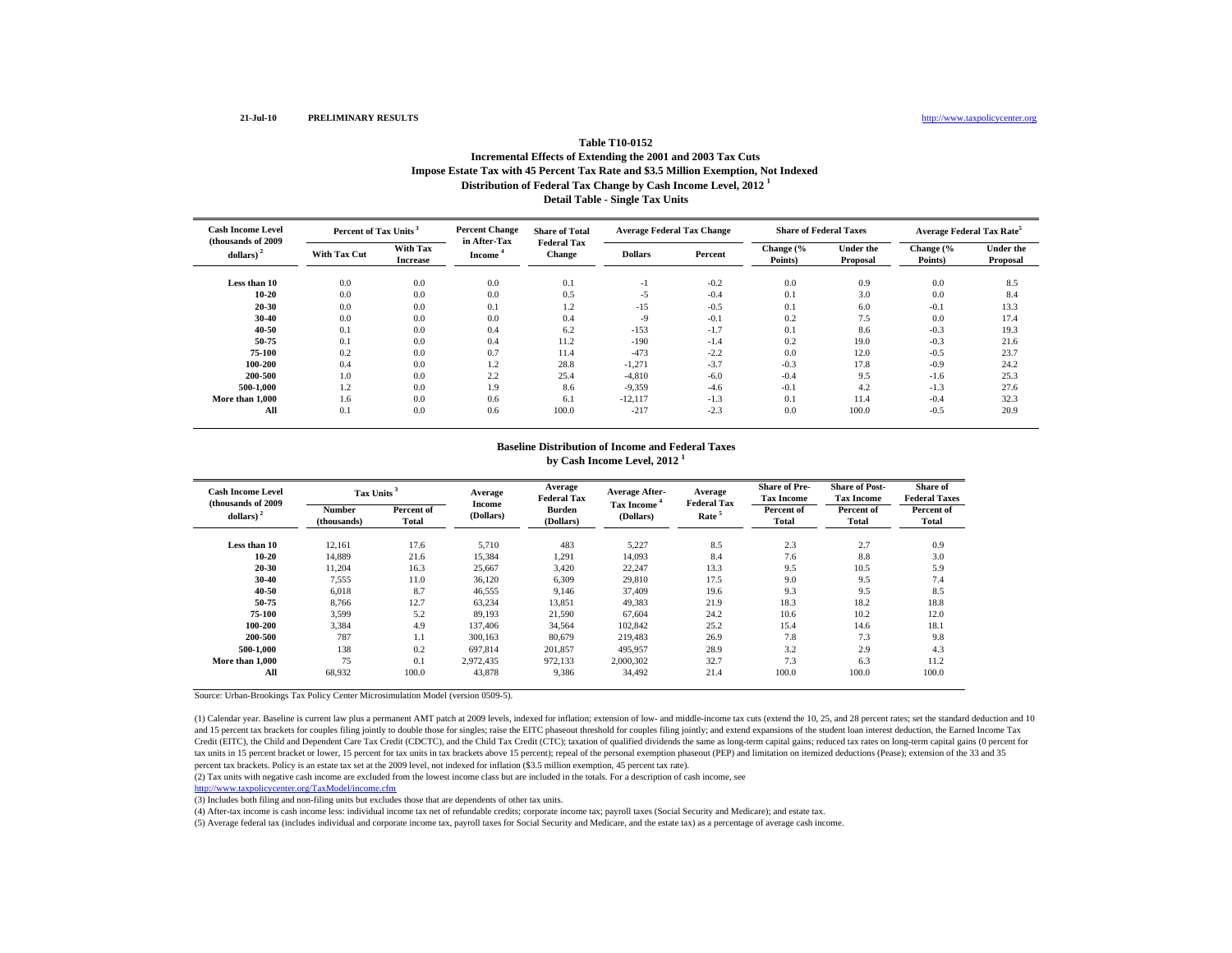21-Jul-10 **PRELIMINARY RESULTS** http://www.taxpolicycenter.org

## Table T10-0152
### Incremental Effects of Extending the 2001 and 2003 Tax Cuts
### Impose Estate Tax with 45 Percent Tax Rate and $3.5 Million Exemption, Not Indexed
### Distribution of Federal Tax Change by Cash Income Level, 2012 [1]
### Detail Table - Single Tax Units

| Cash Income Level (thousands of 2009 dollars) [2] | Percent of Tax Units [3] | | Percent Change in After-Tax Income [4] | Share of Total Federal Tax Change | Average Federal Tax Change | | Share of Federal Taxes | | Average Federal Tax Rate [5] | |
|---|---|---|---|---|---|---|---|---|---|---|
| | With Tax Cut | With Tax Increase | | | Dollars | Percent | Change (% Points) | Under the Proposal | Change (% Points) | Under the Proposal |
| Less than 10 | 0.0 | 0.0 | 0.0 | 0.1 | -1 | -0.2 | 0.0 | 0.9 | 0.0 | 8.5 |
| 10-20 | 0.0 | 0.0 | 0.0 | 0.5 | -5 | -0.4 | 0.1 | 3.0 | 0.0 | 8.4 |
| 20-30 | 0.0 | 0.0 | 0.1 | 1.2 | -15 | -0.5 | 0.1 | 6.0 | -0.1 | 13.3 |
| 30-40 | 0.0 | 0.0 | 0.0 | 0.4 | -9 | -0.1 | 0.2 | 7.5 | 0.0 | 17.4 |
| 40-50 | 0.1 | 0.0 | 0.4 | 6.2 | -153 | -1.7 | 0.1 | 8.6 | -0.3 | 19.3 |
| 50-75 | 0.1 | 0.0 | 0.4 | 11.2 | -190 | -1.4 | 0.2 | 19.0 | -0.3 | 21.6 |
| 75-100 | 0.2 | 0.0 | 0.7 | 11.4 | -473 | -2.2 | 0.0 | 12.0 | -0.5 | 23.7 |
| 100-200 | 0.4 | 0.0 | 1.2 | 28.8 | -1,271 | -3.7 | -0.3 | 17.8 | -0.9 | 24.2 |
| 200-500 | 1.0 | 0.0 | 2.2 | 25.4 | -4,810 | -6.0 | -0.4 | 9.5 | -1.6 | 25.3 |
| 500-1,000 | 1.2 | 0.0 | 1.9 | 8.6 | -9,359 | -4.6 | -0.1 | 4.2 | -1.3 | 27.6 |
| More than 1,000 | 1.6 | 0.0 | 0.6 | 6.1 | -12,117 | -1.3 | 0.1 | 11.4 | -0.4 | 32.3 |
| All | 0.1 | 0.0 | 0.6 | 100.0 | -217 | -2.3 | 0.0 | 100.0 | -0.5 | 20.9 |

### Baseline Distribution of Income and Federal Taxes
### by Cash Income Level, 2012 [1]

| Cash Income Level (thousands of 2009 dollars) [2] | Tax Units [3] | | Average Income (Dollars) | Average Federal Tax Burden (Dollars) | Average After-Tax Income [4] (Dollars) | Average Federal Tax Rate [5] | Share of Pre-Tax Income | Share of Post-Tax Income | Share of Federal Taxes |
|---|---|---|---|---|---|---|---|---|---|
| | Number (thousands) | Percent of Total | | | | | Percent of Total | Percent of Total | Percent of Total |
| Less than 10 | 12,161 | 17.6 | 5,710 | 483 | 5,227 | 8.5 | 2.3 | 2.7 | 0.9 |
| 10-20 | 14,889 | 21.6 | 15,384 | 1,291 | 14,093 | 8.4 | 7.6 | 8.8 | 3.0 |
| 20-30 | 11,204 | 16.3 | 25,667 | 3,420 | 22,247 | 13.3 | 9.5 | 10.5 | 5.9 |
| 30-40 | 7,555 | 11.0 | 36,120 | 6,309 | 29,810 | 17.5 | 9.0 | 9.5 | 7.4 |
| 40-50 | 6,018 | 8.7 | 46,555 | 9,146 | 37,409 | 19.6 | 9.3 | 9.5 | 8.5 |
| 50-75 | 8,766 | 12.7 | 63,234 | 13,851 | 49,383 | 21.9 | 18.3 | 18.2 | 18.8 |
| 75-100 | 3,599 | 5.2 | 89,193 | 21,590 | 67,604 | 24.2 | 10.6 | 10.2 | 12.0 |
| 100-200 | 3,384 | 4.9 | 137,406 | 34,564 | 102,842 | 25.2 | 15.4 | 14.6 | 18.1 |
| 200-500 | 787 | 1.1 | 300,163 | 80,679 | 219,483 | 26.9 | 7.8 | 7.3 | 9.8 |
| 500-1,000 | 138 | 0.2 | 697,814 | 201,857 | 495,957 | 28.9 | 3.2 | 2.9 | 4.3 |
| More than 1,000 | 75 | 0.1 | 2,972,435 | 972,133 | 2,000,302 | 32.7 | 7.3 | 6.3 | 11.2 |
| All | 68,932 | 100.0 | 43,878 | 9,386 | 34,492 | 21.4 | 100.0 | 100.0 | 100.0 |

Source: Urban-Brookings Tax Policy Center Microsimulation Model (version 0509-5).

(1) Calendar year. Baseline is current law plus a permanent AMT patch at 2009 levels, indexed for inflation; extension of low- and middle-income tax cuts (extend the 10, 25, and 28 percent rates; set the standard deduction and 10 and 15 percent tax brackets for couples filing jointly to double those for singles; raise the EITC phaseout threshold for couples filing jointly; and extend expansions of the student loan interest deduction, the Earned Income Tax Credit (EITC), the Child and Dependent Care Tax Credit (CDCTC), and the Child Tax Credit (CTC); taxation of qualified dividends the same as long-term capital gains; reduced tax rates on long-term capital gains (0 percent for tax units in 15 percent bracket or lower, 15 percent for tax units in tax brackets above 15 percent); repeal of the personal exemption phaseout (PEP) and limitation on itemized deductions (Pease); extension of the 33 and 35 percent tax brackets. Policy is an estate tax set at the 2009 level, not indexed for inflation ($3.5 million exemption, 45 percent tax rate).

(2) Tax units with negative cash income are excluded from the lowest income class but are included in the totals. For a description of cash income, see http://www.taxpolicycenter.org/TaxModel/income.cfm

(3) Includes both filing and non-filing units but excludes those that are dependents of other tax units.

(4) After-tax income is cash income less: individual income tax net of refundable credits; corporate income tax; payroll taxes (Social Security and Medicare); and estate tax.

(5) Average federal tax (includes individual and corporate income tax, payroll taxes for Social Security and Medicare, and the estate tax) as a percentage of average cash income.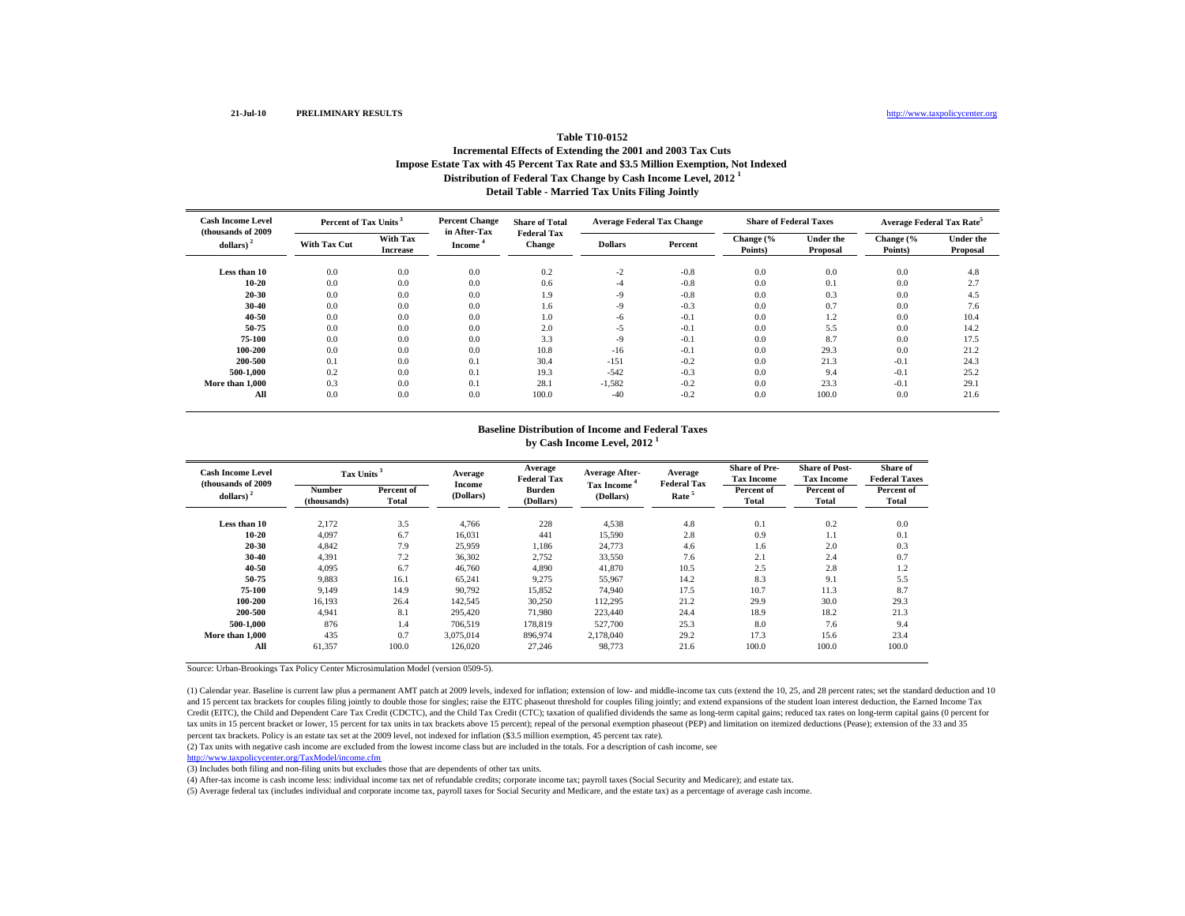21-Jul-10 **PRELIMINARY RESULTS** http://www.taxpolicycenter.org

## Table T10-0152
### Incremental Effects of Extending the 2001 and 2003 Tax Cuts
### Impose Estate Tax with 45 Percent Tax Rate and $3.5 Million Exemption, Not Indexed
### Distribution of Federal Tax Change by Cash Income Level, 2012 [1]
### Detail Table - Married Tax Units Filing Jointly

| Cash Income Level (thousands of 2009 dollars) [2] | Percent of Tax Units [3] | | Percent Change in After-Tax Income [4] | Share of Total Federal Tax Change | Average Federal Tax Change | | Share of Federal Taxes | | Average Federal Tax Rate[5] | |
|---|---|---|---|---|---|---|---|---|---|---|
| | With Tax Cut | With Tax Increase | | | Dollars | Percent | Change (% Points) | Under the Proposal | Change (% Points) | Under the Proposal |
| Less than 10 | 0.0 | 0.0 | 0.0 | 0.2 | -2 | -0.8 | 0.0 | 0.0 | 0.0 | 4.8 |
| 10-20 | 0.0 | 0.0 | 0.0 | 0.6 | -4 | -0.8 | 0.0 | 0.1 | 0.0 | 2.7 |
| 20-30 | 0.0 | 0.0 | 0.0 | 1.9 | -9 | -0.8 | 0.0 | 0.3 | 0.0 | 4.5 |
| 30-40 | 0.0 | 0.0 | 0.0 | 1.6 | -9 | -0.3 | 0.0 | 0.7 | 0.0 | 7.6 |
| 40-50 | 0.0 | 0.0 | 0.0 | 1.0 | -6 | -0.1 | 0.0 | 1.2 | 0.0 | 10.4 |
| 50-75 | 0.0 | 0.0 | 0.0 | 2.0 | -5 | -0.1 | 0.0 | 5.5 | 0.0 | 14.2 |
| 75-100 | 0.0 | 0.0 | 0.0 | 3.3 | -9 | -0.1 | 0.0 | 8.7 | 0.0 | 17.5 |
| 100-200 | 0.0 | 0.0 | 0.0 | 10.8 | -16 | -0.1 | 0.0 | 29.3 | 0.0 | 21.2 |
| 200-500 | 0.1 | 0.0 | 0.1 | 30.4 | -151 | -0.2 | 0.0 | 21.3 | -0.1 | 24.3 |
| 500-1,000 | 0.2 | 0.0 | 0.1 | 19.3 | -542 | -0.3 | 0.0 | 9.4 | -0.1 | 25.2 |
| More than 1,000 | 0.3 | 0.0 | 0.1 | 28.1 | -1,582 | -0.2 | 0.0 | 23.3 | -0.1 | 29.1 |
| All | 0.0 | 0.0 | 0.0 | 100.0 | -40 | -0.2 | 0.0 | 100.0 | 0.0 | 21.6 |

### Baseline Distribution of Income and Federal Taxes by Cash Income Level, 2012 [1]

| Cash Income Level (thousands of 2009 dollars) [2] | Tax Units [3] | | Average Income (Dollars) | Average Federal Tax Burden (Dollars) | Average After-Tax Income [4] (Dollars) | Average Federal Tax Rate [5] | Share of Pre-Tax Income | Share of Post-Tax Income | Share of Federal Taxes |
|---|---|---|---|---|---|---|---|---|---|
| | Number (thousands) | Percent of Total | | | | | Percent of Total | Percent of Total | Percent of Total |
| Less than 10 | 2,172 | 3.5 | 4,766 | 228 | 4,538 | 4.8 | 0.1 | 0.2 | 0.0 |
| 10-20 | 4,097 | 6.7 | 16,031 | 441 | 15,590 | 2.8 | 0.9 | 1.1 | 0.1 |
| 20-30 | 4,842 | 7.9 | 25,959 | 1,186 | 24,773 | 4.6 | 1.6 | 2.0 | 0.3 |
| 30-40 | 4,391 | 7.2 | 36,302 | 2,752 | 33,550 | 7.6 | 2.1 | 2.4 | 0.7 |
| 40-50 | 4,095 | 6.7 | 46,760 | 4,890 | 41,870 | 10.5 | 2.5 | 2.8 | 1.2 |
| 50-75 | 9,883 | 16.1 | 65,241 | 9,275 | 55,967 | 14.2 | 8.3 | 9.1 | 5.5 |
| 75-100 | 9,149 | 14.9 | 90,792 | 15,852 | 74,940 | 17.5 | 10.7 | 11.3 | 8.7 |
| 100-200 | 16,193 | 26.4 | 142,545 | 30,250 | 112,295 | 21.2 | 29.9 | 30.0 | 29.3 |
| 200-500 | 4,941 | 8.1 | 295,420 | 71,980 | 223,440 | 24.4 | 18.9 | 18.2 | 21.3 |
| 500-1,000 | 876 | 1.4 | 706,519 | 178,819 | 527,700 | 25.3 | 8.0 | 7.6 | 9.4 |
| More than 1,000 | 435 | 0.7 | 3,075,014 | 896,974 | 2,178,040 | 29.2 | 17.3 | 15.6 | 23.4 |
| All | 61,357 | 100.0 | 126,020 | 27,246 | 98,773 | 21.6 | 100.0 | 100.0 | 100.0 |

Source: Urban-Brookings Tax Policy Center Microsimulation Model (version 0509-5).

(1) Calendar year. Baseline is current law plus a permanent AMT patch at 2009 levels, indexed for inflation; extension of low- and middle-income tax cuts (extend the 10, 25, and 28 percent rates; set the standard deduction and 10 and 15 percent tax brackets for couples filing jointly to double those for singles; raise the EITC phaseout threshold for couples filing jointly; and extend expansions of the student loan interest deduction, the Earned Income Tax Credit (EITC), the Child and Dependent Care Tax Credit (CDCTC), and the Child Tax Credit (CTC); taxation of qualified dividends the same as long-term capital gains; reduced tax rates on long-term capital gains (0 percent for tax units in 15 percent bracket or lower, 15 percent for tax units in tax brackets above 15 percent); repeal of the personal exemption phaseout (PEP) and limitation on itemized deductions (Pease); extension of the 33 and 35 percent tax brackets. Policy is an estate tax set at the 2009 level, not indexed for inflation ($3.5 million exemption, 45 percent tax rate).

(2) Tax units with negative cash income are excluded from the lowest income class but are included in the totals. For a description of cash income, see http://www.taxpolicycenter.org/TaxModel/income.cfm

(3) Includes both filing and non-filing units but excludes those that are dependents of other tax units.

(4) After-tax income is cash income less: individual income tax net of refundable credits; corporate income tax; payroll taxes (Social Security and Medicare); and estate tax.

(5) Average federal tax (includes individual and corporate income tax, payroll taxes for Social Security and Medicare, and the estate tax) as a percentage of average cash income.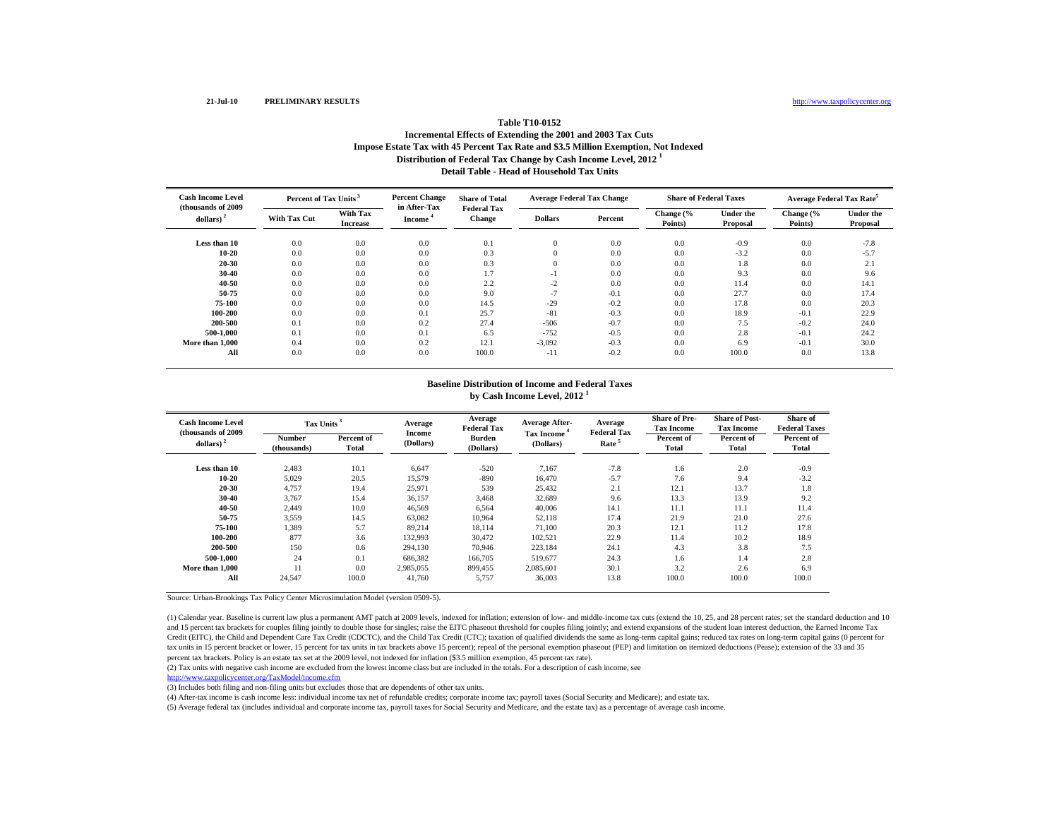21-Jul-10 **PRELIMINARY RESULTS** http://www.taxpolicycenter.org

# Table T10-0152

## Incremental Effects of Extending the 2001 and 2003 Tax Cuts
## Impose Estate Tax with 45 Percent Tax Rate and $3.5 Million Exemption, Not Indexed
## Distribution of Federal Tax Change by Cash Income Level, 2012 [1]
## Detail Table - Head of Household Tax Units

| Cash Income Level (thousands of 2009 dollars) [2] | Percent of Tax Units [3] | | Percent Change in After-Tax Income [4] | Share of Total Federal Tax Change | Average Federal Tax Change | | Share of Federal Taxes | | Average Federal Tax Rate[5] | |
|---|---|---|---|---|---|---|---|---|---|---|
| | With Tax Cut | With Tax Increase | | | Dollars | Percent | Change (% Points) | Under the Proposal | Change (% Points) | Under the Proposal |
| Less than 10 | 0.0 | 0.0 | 0.0 | 0.1 | 0 | 0.0 | 0.0 | -0.9 | 0.0 | -7.8 |
| 10-20 | 0.0 | 0.0 | 0.0 | 0.3 | 0 | 0.0 | 0.0 | -3.2 | 0.0 | -5.7 |
| 20-30 | 0.0 | 0.0 | 0.0 | 0.3 | 0 | 0.0 | 0.0 | 1.8 | 0.0 | 2.1 |
| 30-40 | 0.0 | 0.0 | 0.0 | 1.7 | -1 | 0.0 | 0.0 | 9.3 | 0.0 | 9.6 |
| 40-50 | 0.0 | 0.0 | 0.0 | 2.2 | -2 | 0.0 | 0.0 | 11.4 | 0.0 | 14.1 |
| 50-75 | 0.0 | 0.0 | 0.0 | 9.0 | -7 | -0.1 | 0.0 | 27.7 | 0.0 | 17.4 |
| 75-100 | 0.0 | 0.0 | 0.0 | 14.5 | -29 | -0.2 | 0.0 | 17.8 | 0.0 | 20.3 |
| 100-200 | 0.0 | 0.0 | 0.1 | 25.7 | -81 | -0.3 | 0.0 | 18.9 | -0.1 | 22.9 |
| 200-500 | 0.1 | 0.0 | 0.2 | 27.4 | -506 | -0.7 | 0.0 | 7.5 | -0.2 | 24.0 |
| 500-1,000 | 0.1 | 0.0 | 0.1 | 6.5 | -752 | -0.5 | 0.0 | 2.8 | -0.1 | 24.2 |
| More than 1,000 | 0.4 | 0.0 | 0.2 | 12.1 | -3,092 | -0.3 | 0.0 | 6.9 | -0.1 | 30.0 |
| All | 0.0 | 0.0 | 0.0 | 100.0 | -11 | -0.2 | 0.0 | 100.0 | 0.0 | 13.8 |

## Baseline Distribution of Income and Federal Taxes by Cash Income Level, 2012 [1]

| Cash Income Level (thousands of 2009 dollars) [2] | Tax Units [3] | | Average Income (Dollars) | Average Federal Tax Burden (Dollars) | Average After-Tax Income [4] (Dollars) | Average Federal Tax Rate [5] | Share of Pre-Tax Income | Share of Post-Tax Income | Share of Federal Taxes |
|---|---|---|---|---|---|---|---|---|---|
| | Number (thousands) | Percent of Total | | | | | Percent of Total | Percent of Total | Percent of Total |
| Less than 10 | 2,483 | 10.1 | 6,647 | -520 | 7,167 | -7.8 | 1.6 | 2.0 | -0.9 |
| 10-20 | 5,029 | 20.5 | 15,579 | -890 | 16,470 | -5.7 | 7.6 | 9.4 | -3.2 |
| 20-30 | 4,757 | 19.4 | 25,971 | 539 | 25,432 | 2.1 | 12.1 | 13.7 | 1.8 |
| 30-40 | 3,767 | 15.4 | 36,157 | 3,468 | 32,689 | 9.6 | 13.3 | 13.9 | 9.2 |
| 40-50 | 2,449 | 10.0 | 46,569 | 6,564 | 40,006 | 14.1 | 11.1 | 11.1 | 11.4 |
| 50-75 | 3,559 | 14.5 | 63,082 | 10,964 | 52,118 | 17.4 | 21.9 | 21.0 | 27.6 |
| 75-100 | 1,389 | 5.7 | 89,214 | 18,114 | 71,100 | 20.3 | 12.1 | 11.2 | 17.8 |
| 100-200 | 877 | 3.6 | 132,993 | 30,472 | 102,521 | 22.9 | 11.4 | 10.2 | 18.9 |
| 200-500 | 150 | 0.6 | 294,130 | 70,946 | 223,184 | 24.1 | 4.3 | 3.8 | 7.5 |
| 500-1,000 | 24 | 0.1 | 686,382 | 166,705 | 519,677 | 24.3 | 1.6 | 1.4 | 2.8 |
| More than 1,000 | 11 | 0.0 | 2,985,055 | 899,455 | 2,085,601 | 30.1 | 3.2 | 2.6 | 6.9 |
| All | 24,547 | 100.0 | 41,760 | 5,757 | 36,003 | 13.8 | 100.0 | 100.0 | 100.0 |

Source: Urban-Brookings Tax Policy Center Microsimulation Model (version 0509-5).

(1) Calendar year. Baseline is current law plus a permanent AMT patch at 2009 levels, indexed for inflation; extension of low- and middle-income tax cuts (extend the 10, 25, and 28 percent rates; set the standard deduction and 10 and 15 percent tax brackets for couples filing jointly to double those for singles; raise the EITC phaseout threshold for couples filing jointly; and extend expansions of the student loan interest deduction, the Earned Income Tax Credit (EITC), the Child and Dependent Care Tax Credit (CDCTC), and the Child Tax Credit (CTC); taxation of qualified dividends the same as long-term capital gains; reduced tax rates on long-term capital gains (0 percent for tax units in 15 percent bracket or lower, 15 percent for tax units in tax brackets above 15 percent); repeal of the personal exemption phaseout (PEP) and limitation on itemized deductions (Pease); extension of the 33 and 35 percent tax brackets. Policy is an estate tax set at the 2009 level, not indexed for inflation ($3.5 million exemption, 45 percent tax rate).

(2) Tax units with negative cash income are excluded from the lowest income class but are included in the totals. For a description of cash income, see http://www.taxpolicycenter.org/TaxModel/income.cfm

(3) Includes both filing and non-filing units but excludes those that are dependents of other tax units.

(4) After-tax income is cash income less: individual income tax net of refundable credits; corporate income tax; payroll taxes (Social Security and Medicare); and estate tax.

(5) Average federal tax (includes individual and corporate income tax, payroll taxes for Social Security and Medicare, and the estate tax) as a percentage of average cash income.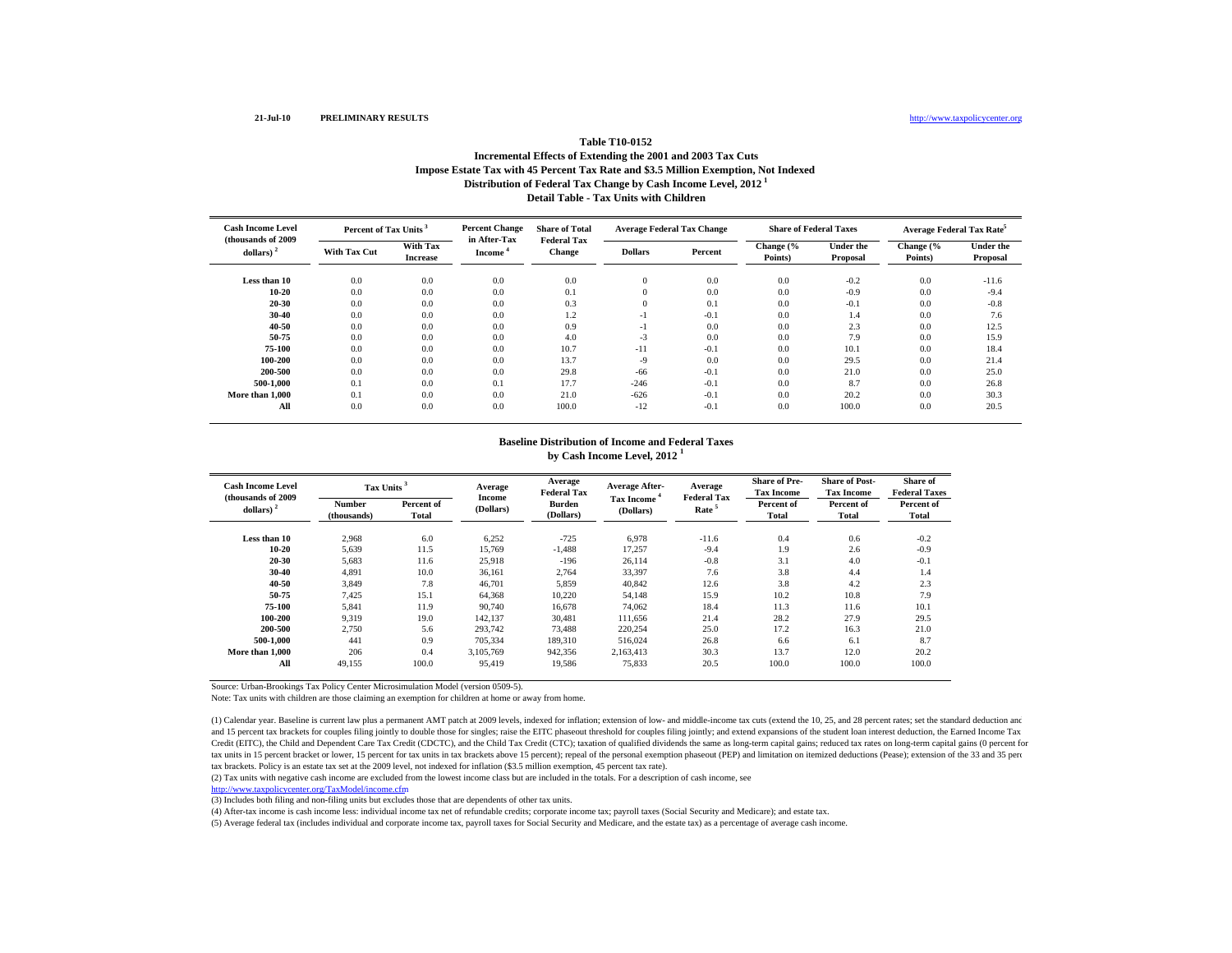21-Jul-10 **PRELIMINARY RESULTS** http://www.taxpolicycenter.org

### Table T10-0152
### Incremental Effects of Extending the 2001 and 2003 Tax Cuts
### Impose Estate Tax with 45 Percent Tax Rate and $3.5 Million Exemption, Not Indexed
### Distribution of Federal Tax Change by Cash Income Level, 2012 [1]
### Detail Table - Tax Units with Children

| Cash Income Level (thousands of 2009 dollars) [2] | Percent of Tax Units [3] | | Percent Change in After-Tax Income [4] | Share of Total Federal Tax Change | Average Federal Tax Change | | Share of Federal Taxes | | Average Federal Tax Rate[5] | |
|---|---|---|---|---|---|---|---|---|---|---|
| | With Tax Cut | With Tax Increase | | | Dollars | Percent | Change (% Points) | Under the Proposal | Change (% Points) | Under the Proposal |
| Less than 10 | 0.0 | 0.0 | 0.0 | 0.0 | 0 | 0.0 | 0.0 | -0.2 | 0.0 | -11.6 |
| 10-20 | 0.0 | 0.0 | 0.0 | 0.1 | 0 | 0.0 | 0.0 | -0.9 | 0.0 | -9.4 |
| 20-30 | 0.0 | 0.0 | 0.0 | 0.3 | 0 | 0.1 | 0.0 | -0.1 | 0.0 | -0.8 |
| 30-40 | 0.0 | 0.0 | 0.0 | 1.2 | -1 | -0.1 | 0.0 | 1.4 | 0.0 | 7.6 |
| 40-50 | 0.0 | 0.0 | 0.0 | 0.9 | -1 | 0.0 | 0.0 | 2.3 | 0.0 | 12.5 |
| 50-75 | 0.0 | 0.0 | 0.0 | 4.0 | -3 | 0.0 | 0.0 | 7.9 | 0.0 | 15.9 |
| 75-100 | 0.0 | 0.0 | 0.0 | 10.7 | -11 | -0.1 | 0.0 | 10.1 | 0.0 | 18.4 |
| 100-200 | 0.0 | 0.0 | 0.0 | 13.7 | -9 | 0.0 | 0.0 | 29.5 | 0.0 | 21.4 |
| 200-500 | 0.0 | 0.0 | 0.0 | 29.8 | -66 | -0.1 | 0.0 | 21.0 | 0.0 | 25.0 |
| 500-1,000 | 0.1 | 0.0 | 0.1 | 17.7 | -246 | -0.1 | 0.0 | 8.7 | 0.0 | 26.8 |
| More than 1,000 | 0.1 | 0.0 | 0.0 | 21.0 | -626 | -0.1 | 0.0 | 20.2 | 0.0 | 30.3 |
| All | 0.0 | 0.0 | 0.0 | 100.0 | -12 | -0.1 | 0.0 | 100.0 | 0.0 | 20.5 |

### Baseline Distribution of Income and Federal Taxes
### by Cash Income Level, 2012 [1]

| Cash Income Level (thousands of 2009 dollars) [2] | Tax Units [3] | | Average Income (Dollars) | Average Federal Tax Burden (Dollars) | Average After-Tax Income [4] (Dollars) | Average Federal Tax Rate [5] | Share of Pre-Tax Income | Share of Post-Tax Income | Share of Federal Taxes |
|---|---|---|---|---|---|---|---|---|---|
| | Number (thousands) | Percent of Total | | | | | Percent of Total | Percent of Total | Percent of Total |
| Less than 10 | 2,968 | 6.0 | 6,252 | -725 | 6,978 | -11.6 | 0.4 | 0.6 | -0.2 |
| 10-20 | 5,639 | 11.5 | 15,769 | -1,488 | 17,257 | -9.4 | 1.9 | 2.6 | -0.9 |
| 20-30 | 5,683 | 11.6 | 25,918 | -196 | 26,114 | -0.8 | 3.1 | 4.0 | -0.1 |
| 30-40 | 4,891 | 10.0 | 36,161 | 2,764 | 33,397 | 7.6 | 3.8 | 4.4 | 1.4 |
| 40-50 | 3,849 | 7.8 | 46,701 | 5,859 | 40,842 | 12.6 | 3.8 | 4.2 | 2.3 |
| 50-75 | 7,425 | 15.1 | 64,368 | 10,220 | 54,148 | 15.9 | 10.2 | 10.8 | 7.9 |
| 75-100 | 5,841 | 11.9 | 90,740 | 16,678 | 74,062 | 18.4 | 11.3 | 11.6 | 10.1 |
| 100-200 | 9,319 | 19.0 | 142,137 | 30,481 | 111,656 | 21.4 | 28.2 | 27.9 | 29.5 |
| 200-500 | 2,750 | 5.6 | 293,742 | 73,488 | 220,254 | 25.0 | 17.2 | 16.3 | 21.0 |
| 500-1,000 | 441 | 0.9 | 705,334 | 189,310 | 516,024 | 26.8 | 6.6 | 6.1 | 8.7 |
| More than 1,000 | 206 | 0.4 | 3,105,769 | 942,356 | 2,163,413 | 30.3 | 13.7 | 12.0 | 20.2 |
| All | 49,155 | 100.0 | 95,419 | 19,586 | 75,833 | 20.5 | 100.0 | 100.0 | 100.0 |

Source: Urban-Brookings Tax Policy Center Microsimulation Model (version 0509-5).

Note: Tax units with children are those claiming an exemption for children at home or away from home.

(1) Calendar year. Baseline is current law plus a permanent AMT patch at 2009 levels, indexed for inflation; extension of low- and middle-income tax cuts (extend the 10, 25, and 28 percent rates; set the standard deduction and and 15 percent tax brackets for couples filing jointly to double those for singles; raise the EITC phaseout threshold for couples filing jointly; and extend expansions of the student loan interest deduction, the Earned Income Tax Credit (EITC), the Child and Dependent Care Tax Credit (CDCTC), and the Child Tax Credit (CTC); taxation of qualified dividends the same as long-term capital gains; reduced tax rates on long-term capital gains (0 percent for tax units in 15 percent bracket or lower, 15 percent for tax units in tax brackets above 15 percent); repeal of the personal exemption phaseout (PEP) and limitation on itemized deductions (Pease); extension of the 33 and 35 perc tax brackets. Policy is an estate tax set at the 2009 level, not indexed for inflation ($3.5 million exemption, 45 percent tax rate).

(2) Tax units with negative cash income are excluded from the lowest income class but are included in the totals. For a description of cash income, see http://www.taxpolicycenter.org/TaxModel/income.cfm

(3) Includes both filing and non-filing units but excludes those that are dependents of other tax units.

(4) After-tax income is cash income less: individual income tax net of refundable credits; corporate income tax; payroll taxes (Social Security and Medicare); and estate tax.

(5) Average federal tax (includes individual and corporate income tax, payroll taxes for Social Security and Medicare, and the estate tax) as a percentage of average cash income.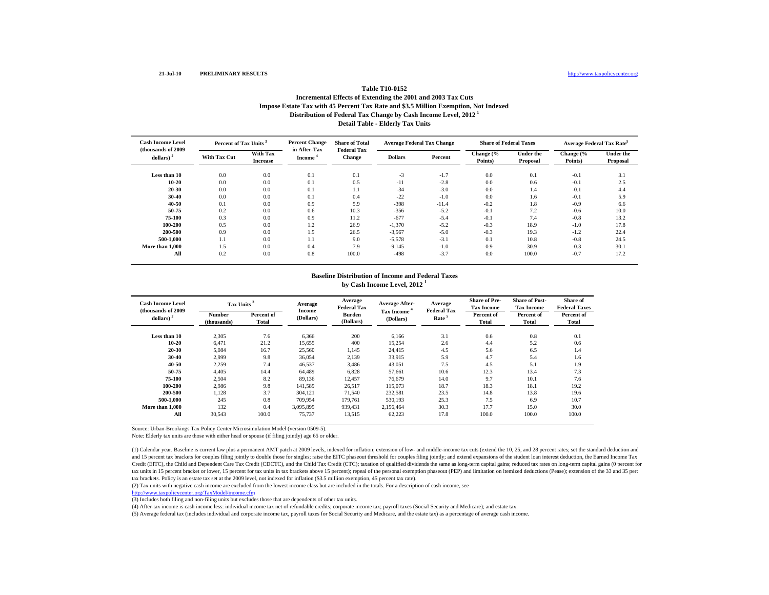21-Jul-10 **PRELIMINARY RESULTS** http://www.taxpolicycenter.org

## Table T10-0152
### Incremental Effects of Extending the 2001 and 2003 Tax Cuts
### Impose Estate Tax with 45 Percent Tax Rate and $3.5 Million Exemption, Not Indexed
### Distribution of Federal Tax Change by Cash Income Level, 2012 [1]
### Detail Table - Elderly Tax Units

| Cash Income Level (thousands of 2009 dollars) [2] | Percent of Tax Units [3] | | Percent Change in After-Tax Income [4] | Share of Total Federal Tax Change | Average Federal Tax Change | | Share of Federal Taxes | | Average Federal Tax Rate[5] | |
|---|---|---|---|---|---|---|---|---|---|---|
| | With Tax Cut | With Tax Increase | | | Dollars | Percent | Change (% Points) | Under the Proposal | Change (% Points) | Under the Proposal |
| Less than 10 | 0.0 | 0.0 | 0.1 | 0.1 | -3 | -1.7 | 0.0 | 0.1 | -0.1 | 3.1 |
| 10-20 | 0.0 | 0.0 | 0.1 | 0.5 | -11 | -2.8 | 0.0 | 0.6 | -0.1 | 2.5 |
| 20-30 | 0.0 | 0.0 | 0.1 | 1.1 | -34 | -3.0 | 0.0 | 1.4 | -0.1 | 4.4 |
| 30-40 | 0.0 | 0.0 | 0.1 | 0.4 | -22 | -1.0 | 0.0 | 1.6 | -0.1 | 5.9 |
| 40-50 | 0.1 | 0.0 | 0.9 | 5.9 | -398 | -11.4 | -0.2 | 1.8 | -0.9 | 6.6 |
| 50-75 | 0.2 | 0.0 | 0.6 | 10.3 | -356 | -5.2 | -0.1 | 7.2 | -0.6 | 10.0 |
| 75-100 | 0.3 | 0.0 | 0.9 | 11.2 | -677 | -5.4 | -0.1 | 7.4 | -0.8 | 13.2 |
| 100-200 | 0.5 | 0.0 | 1.2 | 26.9 | -1,370 | -5.2 | -0.3 | 18.9 | -1.0 | 17.8 |
| 200-500 | 0.9 | 0.0 | 1.5 | 26.5 | -3,567 | -5.0 | -0.3 | 19.3 | -1.2 | 22.4 |
| 500-1,000 | 1.1 | 0.0 | 1.1 | 9.0 | -5,578 | -3.1 | 0.1 | 10.8 | -0.8 | 24.5 |
| More than 1,000 | 1.5 | 0.0 | 0.4 | 7.9 | -9,145 | -1.0 | 0.9 | 30.9 | -0.3 | 30.1 |
| All | 0.2 | 0.0 | 0.8 | 100.0 | -498 | -3.7 | 0.0 | 100.0 | -0.7 | 17.2 |

### Baseline Distribution of Income and Federal Taxes by Cash Income Level, 2012 [1]

| Cash Income Level (thousands of 2009 dollars) [2] | Tax Units [3] | | Average Income (Dollars) | Average Federal Tax Burden (Dollars) | Average After-Tax Income [4] (Dollars) | Average Federal Tax Rate [5] | Share of Pre-Tax Income | Share of Post-Tax Income | Share of Federal Taxes |
|---|---|---|---|---|---|---|---|---|---|
| | Number (thousands) | Percent of Total | | | | | Percent of Total | Percent of Total | Percent of Total |
| Less than 10 | 2,305 | 7.6 | 6,366 | 200 | 6,166 | 3.1 | 0.6 | 0.8 | 0.1 |
| 10-20 | 6,471 | 21.2 | 15,655 | 400 | 15,254 | 2.6 | 4.4 | 5.2 | 0.6 |
| 20-30 | 5,084 | 16.7 | 25,560 | 1,145 | 24,415 | 4.5 | 5.6 | 6.5 | 1.4 |
| 30-40 | 2,999 | 9.8 | 36,054 | 2,139 | 33,915 | 5.9 | 4.7 | 5.4 | 1.6 |
| 40-50 | 2,259 | 7.4 | 46,537 | 3,486 | 43,051 | 7.5 | 4.5 | 5.1 | 1.9 |
| 50-75 | 4,405 | 14.4 | 64,489 | 6,828 | 57,661 | 10.6 | 12.3 | 13.4 | 7.3 |
| 75-100 | 2,504 | 8.2 | 89,136 | 12,457 | 76,679 | 14.0 | 9.7 | 10.1 | 7.6 |
| 100-200 | 2,986 | 9.8 | 141,589 | 26,517 | 115,073 | 18.7 | 18.3 | 18.1 | 19.2 |
| 200-500 | 1,128 | 3.7 | 304,121 | 71,540 | 232,581 | 23.5 | 14.8 | 13.8 | 19.6 |
| 500-1,000 | 245 | 0.8 | 709,954 | 179,761 | 530,193 | 25.3 | 7.5 | 6.9 | 10.7 |
| More than 1,000 | 132 | 0.4 | 3,095,895 | 939,431 | 2,156,464 | 30.3 | 17.7 | 15.0 | 30.0 |
| All | 30,543 | 100.0 | 75,737 | 13,515 | 62,223 | 17.8 | 100.0 | 100.0 | 100.0 |

Source: Urban-Brookings Tax Policy Center Microsimulation Model (version 0509-5).

Note: Elderly tax units are those with either head or spouse (if filing jointly) age 65 or older.

(1) Calendar year. Baseline is current law plus a permanent AMT patch at 2009 levels, indexed for inflation; extension of low- and middle-income tax cuts (extend the 10, 25, and 28 percent rates; set the standard deduction and and 15 percent tax brackets for couples filing jointly to double those for singles; raise the EITC phaseout threshold for couples filing jointly; and extend expansions of the student loan interest deduction, the Earned Income Tax Credit (EITC), the Child and Dependent Care Tax Credit (CDCTC), and the Child Tax Credit (CTC); taxation of qualified dividends the same as long-term capital gains; reduced tax rates on long-term capital gains (0 percent for tax units in 15 percent bracket or lower, 15 percent for tax units in tax brackets above 15 percent); repeal of the personal exemption phaseout (PEP) and limitation on itemized deductions (Pease); extension of the 33 and 35 perc tax brackets. Policy is an estate tax set at the 2009 level, not indexed for inflation ($3.5 million exemption, 45 percent tax rate).

(2) Tax units with negative cash income are excluded from the lowest income class but are included in the totals. For a description of cash income, see http://www.taxpolicycenter.org/TaxModel/income.cfm

(3) Includes both filing and non-filing units but excludes those that are dependents of other tax units.

(4) After-tax income is cash income less: individual income tax net of refundable credits; corporate income tax; payroll taxes (Social Security and Medicare); and estate tax.

(5) Average federal tax (includes individual and corporate income tax, payroll taxes for Social Security and Medicare, and the estate tax) as a percentage of average cash income.